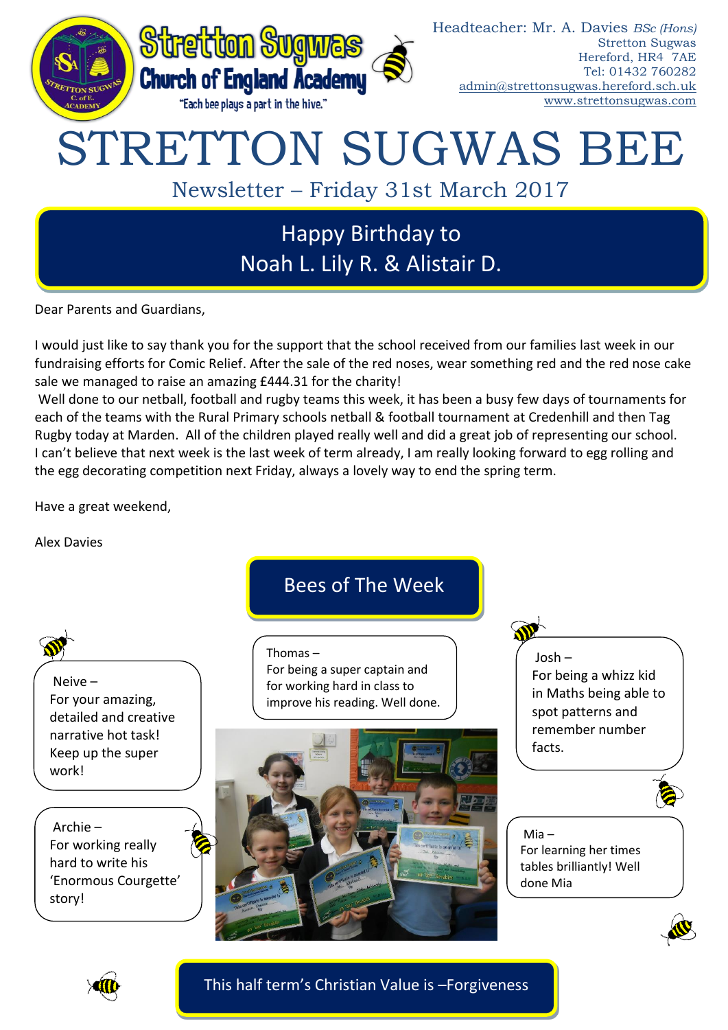Stretton Sugwas Church of England Academy

"Each bee plays a part in the hive."

Headteacher: Mr. A. Davies *BSc (Hons)*
Stretton Sugwas
Hereford, HR4 7AE
Tel: 01432 760282
admin@strettonsugwas.hereford.sch.uk
www.strettonsugwas.com

# STRETTON SUGWAS BEE

## Newsletter – Friday 31st March 2017

**Happy Birthday to Noah L. Lily R. & Alistair D.**

Dear Parents and Guardians,

I would just like to say thank you for the support that the school received from our families last week in our fundraising efforts for Comic Relief. After the sale of the red noses, wear something red and the red nose cake sale we managed to raise an amazing £444.31 for the charity!

Well done to our netball, football and rugby teams this week, it has been a busy few days of tournaments for each of the teams with the Rural Primary schools netball & football tournament at Credenhill and then Tag Rugby today at Marden. All of the children played really well and did a great job of representing our school. I can't believe that next week is the last week of term already, I am really looking forward to egg rolling and the egg decorating competition next Friday, always a lovely way to end the spring term.

Have a great weekend,

Alex Davies

## Bees of The Week

**Neive** – For your amazing, detailed and creative narrative hot task! Keep up the super work!

**Thomas** – For being a super captain and for working hard in class to improve his reading. Well done.

**Josh** – For being a whizz kid in Maths being able to spot patterns and remember number facts.

**Archie** – For working really hard to write his 'Enormous Courgette' story!

**Mia** – For learning her times tables brilliantly! Well done Mia

**This half term's Christian Value is –Forgiveness**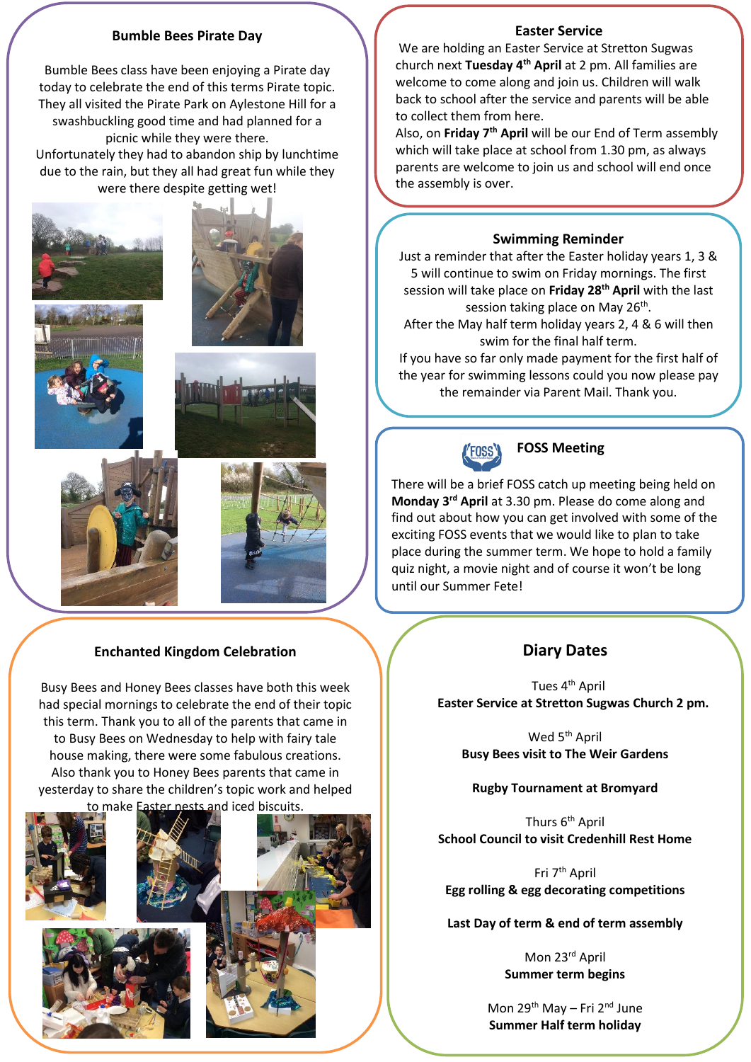## Bumble Bees Pirate Day

Bumble Bees class have been enjoying a Pirate day today to celebrate the end of this terms Pirate topic. They all visited the Pirate Park on Aylestone Hill for a swashbuckling good time and had planned for a picnic while they were there.
Unfortunately they had to abandon ship by lunchtime due to the rain, but they all had great fun while they were there despite getting wet!

## Easter Service

We are holding an Easter Service at Stretton Sugwas church next **Tuesday 4th April** at 2 pm. All families are welcome to come along and join us. Children will walk back to school after the service and parents will be able to collect them from here.
Also, on **Friday 7th April** will be our End of Term assembly which will take place at school from 1.30 pm, as always parents are welcome to join us and school will end once the assembly is over.

## Swimming Reminder

Just a reminder that after the Easter holiday years 1, 3 & 5 will continue to swim on Friday mornings. The first session will take place on **Friday 28th April** with the last session taking place on May 26th.
After the May half term holiday years 2, 4 & 6 will then swim for the final half term.
If you have so far only made payment for the first half of the year for swimming lessons could you now please pay the remainder via Parent Mail. Thank you.

## FOSS Meeting

There will be a brief FOSS catch up meeting being held on **Monday 3rd April** at 3.30 pm. Please do come along and find out about how you can get involved with some of the exciting FOSS events that we would like to plan to take place during the summer term. We hope to hold a family quiz night, a movie night and of course it won't be long until our Summer Fete!

## Enchanted Kingdom Celebration

Busy Bees and Honey Bees classes have both this week had special mornings to celebrate the end of their topic this term. Thank you to all of the parents that came in to Busy Bees on Wednesday to help with fairy tale house making, there were some fabulous creations. Also thank you to Honey Bees parents that came in yesterday to share the children's topic work and helped to make Easter nests and iced biscuits.

## Diary Dates

Tues 4th April
**Easter Service at Stretton Sugwas Church 2 pm.**

Wed 5th April
**Busy Bees visit to The Weir Gardens**

**Rugby Tournament at Bromyard**

Thurs 6th April
**School Council to visit Credenhill Rest Home**

Fri 7th April
**Egg rolling & egg decorating competitions**

**Last Day of term & end of term assembly**

Mon 23rd April
**Summer term begins**

Mon 29th May – Fri 2nd June
**Summer Half term holiday**